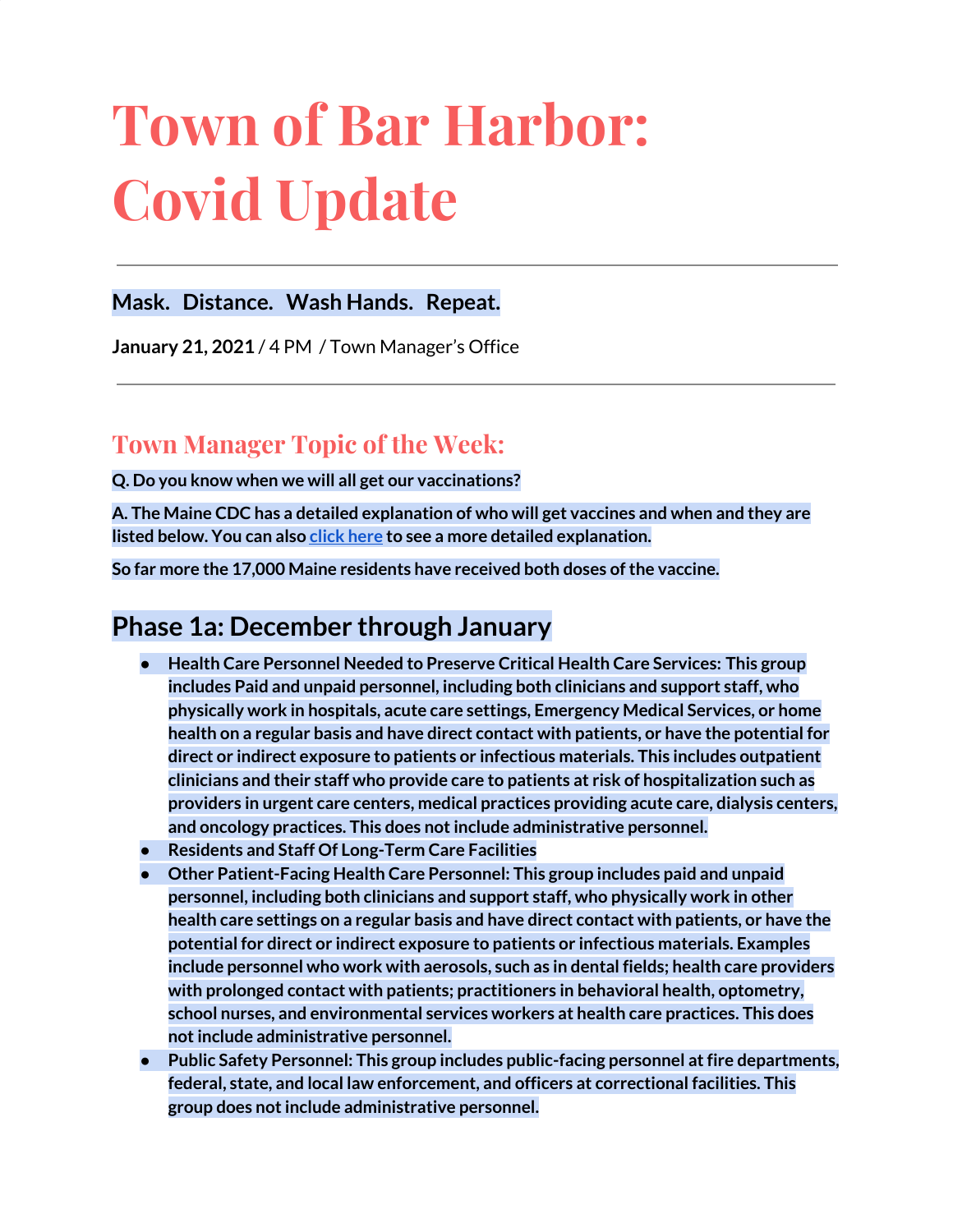# Town of Bar Harbor: Covid Update

---

**Mask. Distance. Wash Hands. Repeat.**

**January 21, 2021** / 4 PM / Town Manager's Office

---

## Town Manager Topic of the Week:

**Q. Do you know when we will all get our vaccinations?**

**A. The Maine CDC has a detailed explanation of who will get vaccines and when and they are listed below. You can also click here to see a more detailed explanation.**

**So far more the 17,000 Maine residents have received both doses of the vaccine.**

## Phase 1a: December through January

- **Health Care Personnel Needed to Preserve Critical Health Care Services: This group includes Paid and unpaid personnel, including both clinicians and support staff, who physically work in hospitals, acute care settings, Emergency Medical Services, or home health on a regular basis and have direct contact with patients, or have the potential for direct or indirect exposure to patients or infectious materials. This includes outpatient clinicians and their staff who provide care to patients at risk of hospitalization such as providers in urgent care centers, medical practices providing acute care, dialysis centers, and oncology practices. This does not include administrative personnel.**
- **Residents and Staff Of Long-Term Care Facilities**
- **Other Patient-Facing Health Care Personnel: This group includes paid and unpaid personnel, including both clinicians and support staff, who physically work in other health care settings on a regular basis and have direct contact with patients, or have the potential for direct or indirect exposure to patients or infectious materials. Examples include personnel who work with aerosols, such as in dental fields; health care providers with prolonged contact with patients; practitioners in behavioral health, optometry, school nurses, and environmental services workers at health care practices. This does not include administrative personnel.**
- **Public Safety Personnel: This group includes public-facing personnel at fire departments, federal, state, and local law enforcement, and officers at correctional facilities. This group does not include administrative personnel.**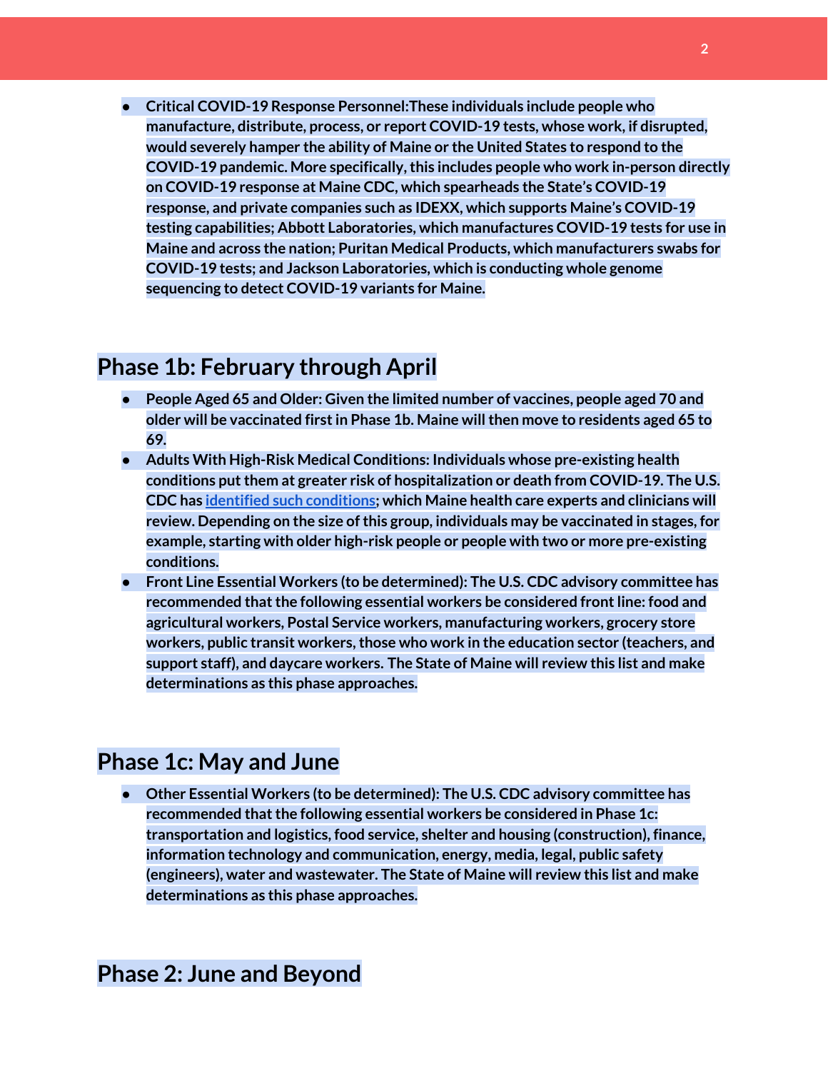- **Critical COVID-19 Response Personnel:These individuals include people who manufacture, distribute, process, or report COVID-19 tests, whose work, if disrupted, would severely hamper the ability of Maine or the United States to respond to the COVID-19 pandemic. More specifically, this includes people who work in-person directly on COVID-19 response at Maine CDC, which spearheads the State's COVID-19 response, and private companies such as IDEXX, which supports Maine's COVID-19 testing capabilities; Abbott Laboratories, which manufactures COVID-19 tests for use in Maine and across the nation; Puritan Medical Products, which manufacturers swabs for COVID-19 tests; and Jackson Laboratories, which is conducting whole genome sequencing to detect COVID-19 variants for Maine.**

## Phase 1b: February through April

- **People Aged 65 and Older: Given the limited number of vaccines, people aged 70 and older will be vaccinated first in Phase 1b. Maine will then move to residents aged 65 to 69.**
- **Adults With High-Risk Medical Conditions: Individuals whose pre-existing health conditions put them at greater risk of hospitalization or death from COVID-19. The U.S. CDC has identified such conditions; which Maine health care experts and clinicians will review. Depending on the size of this group, individuals may be vaccinated in stages, for example, starting with older high-risk people or people with two or more pre-existing conditions.**
- **Front Line Essential Workers (to be determined): The U.S. CDC advisory committee has recommended that the following essential workers be considered front line: food and agricultural workers, Postal Service workers, manufacturing workers, grocery store workers, public transit workers, those who work in the education sector (teachers, and support staff), and daycare workers. The State of Maine will review this list and make determinations as this phase approaches.**

## Phase 1c: May and June

- **Other Essential Workers (to be determined): The U.S. CDC advisory committee has recommended that the following essential workers be considered in Phase 1c: transportation and logistics, food service, shelter and housing (construction), finance, information technology and communication, energy, media, legal, public safety (engineers), water and wastewater. The State of Maine will review this list and make determinations as this phase approaches.**

## Phase 2: June and Beyond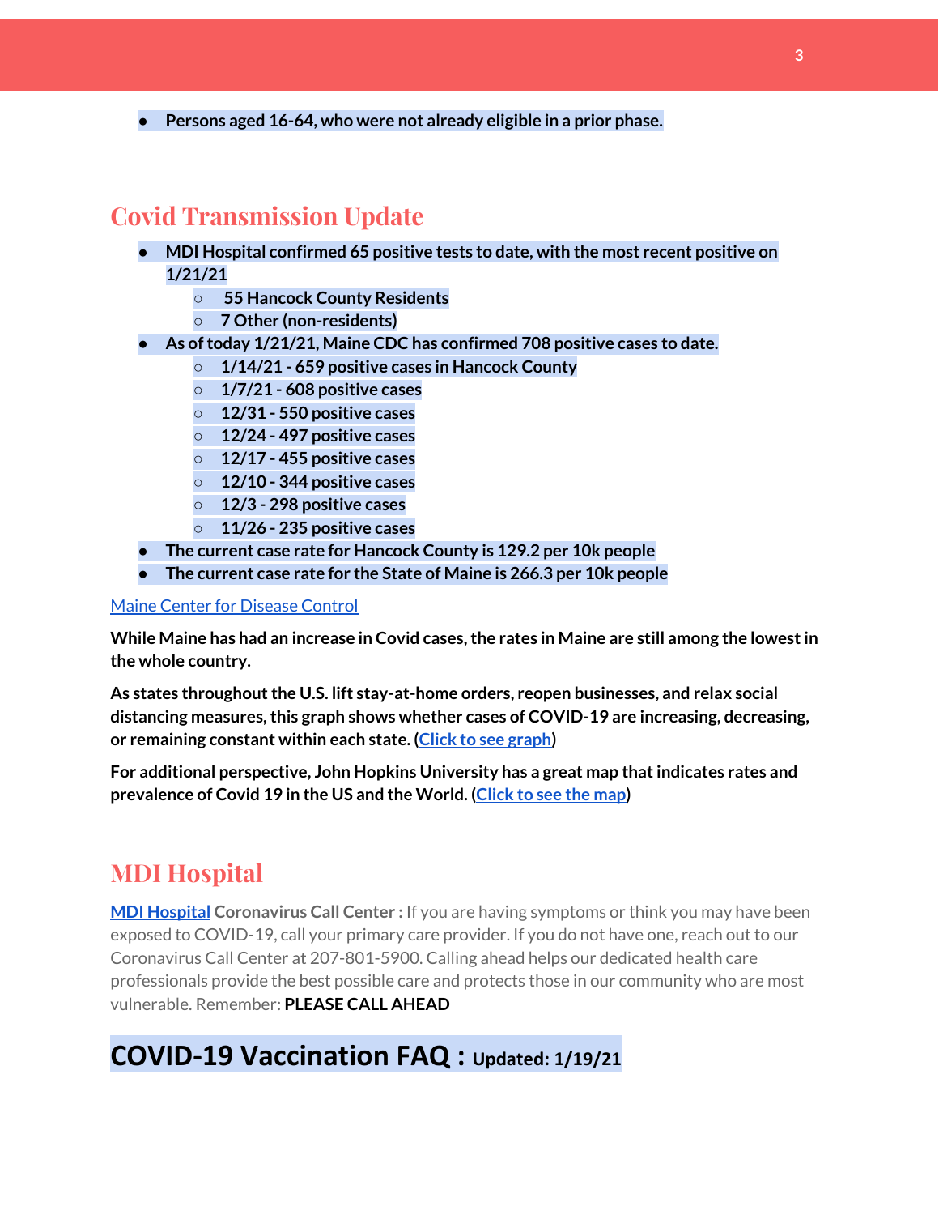- **Persons aged 16-64, who were not already eligible in a prior phase.**

## Covid Transmission Update

- **MDI Hospital confirmed 65 positive tests to date, with the most recent positive on 1/21/21**
  - **55 Hancock County Residents**
  - **7 Other (non-residents)**
- **As of today 1/21/21, Maine CDC has confirmed 708 positive cases to date.**
  - **1/14/21 - 659 positive cases in Hancock County**
  - **1/7/21 - 608 positive cases**
  - **12/31 - 550 positive cases**
  - **12/24 - 497 positive cases**
  - **12/17 - 455 positive cases**
  - **12/10 - 344 positive cases**
  - **12/3 - 298 positive cases**
  - **11/26 - 235 positive cases**
- **The current case rate for Hancock County is 129.2 per 10k people**
- **The current case rate for the State of Maine is 266.3 per 10k people**

Maine Center for Disease Control

**While Maine has had an increase in Covid cases, the rates in Maine are still among the lowest in the whole country.**

**As states throughout the U.S. lift stay-at-home orders, reopen businesses, and relax social distancing measures, this graph shows whether cases of COVID-19 are increasing, decreasing, or remaining constant within each state. (Click to see graph)**

**For additional perspective, John Hopkins University has a great map that indicates rates and prevalence of Covid 19 in the US and the World. (Click to see the map)**

## MDI Hospital

**MDI Hospital Coronavirus Call Center :** If you are having symptoms or think you may have been exposed to COVID-19, call your primary care provider. If you do not have one, reach out to our Coronavirus Call Center at 207-801-5900. Calling ahead helps our dedicated health care professionals provide the best possible care and protects those in our community who are most vulnerable. Remember: **PLEASE CALL AHEAD**

# COVID-19 Vaccination FAQ : Updated: 1/19/21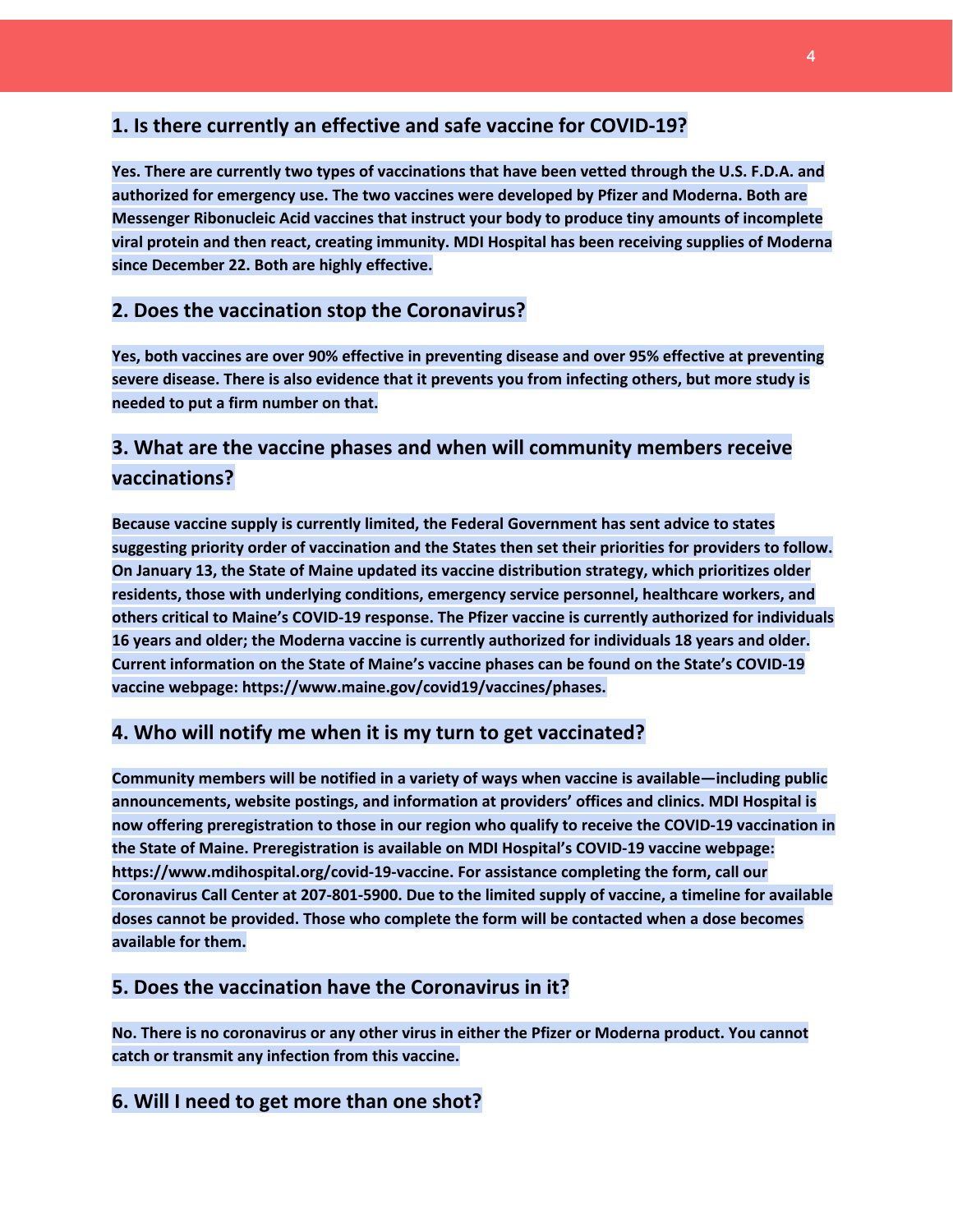## 1. Is there currently an effective and safe vaccine for COVID-19?

**Yes. There are currently two types of vaccinations that have been vetted through the U.S. F.D.A. and authorized for emergency use. The two vaccines were developed by Pfizer and Moderna. Both are Messenger Ribonucleic Acid vaccines that instruct your body to produce tiny amounts of incomplete viral protein and then react, creating immunity. MDI Hospital has been receiving supplies of Moderna since December 22. Both are highly effective.**

## 2. Does the vaccination stop the Coronavirus?

**Yes, both vaccines are over 90% effective in preventing disease and over 95% effective at preventing severe disease. There is also evidence that it prevents you from infecting others, but more study is needed to put a firm number on that.**

## 3. What are the vaccine phases and when will community members receive vaccinations?

**Because vaccine supply is currently limited, the Federal Government has sent advice to states suggesting priority order of vaccination and the States then set their priorities for providers to follow. On January 13, the State of Maine updated its vaccine distribution strategy, which prioritizes older residents, those with underlying conditions, emergency service personnel, healthcare workers, and others critical to Maine's COVID-19 response. The Pfizer vaccine is currently authorized for individuals 16 years and older; the Moderna vaccine is currently authorized for individuals 18 years and older. Current information on the State of Maine's vaccine phases can be found on the State's COVID-19 vaccine webpage: https://www.maine.gov/covid19/vaccines/phases.**

## 4. Who will notify me when it is my turn to get vaccinated?

**Community members will be notified in a variety of ways when vaccine is available—including public announcements, website postings, and information at providers' offices and clinics. MDI Hospital is now offering preregistration to those in our region who qualify to receive the COVID-19 vaccination in the State of Maine. Preregistration is available on MDI Hospital's COVID-19 vaccine webpage: https://www.mdihospital.org/covid-19-vaccine. For assistance completing the form, call our Coronavirus Call Center at 207-801-5900. Due to the limited supply of vaccine, a timeline for available doses cannot be provided. Those who complete the form will be contacted when a dose becomes available for them.**

## 5. Does the vaccination have the Coronavirus in it?

**No. There is no coronavirus or any other virus in either the Pfizer or Moderna product. You cannot catch or transmit any infection from this vaccine.**

## 6. Will I need to get more than one shot?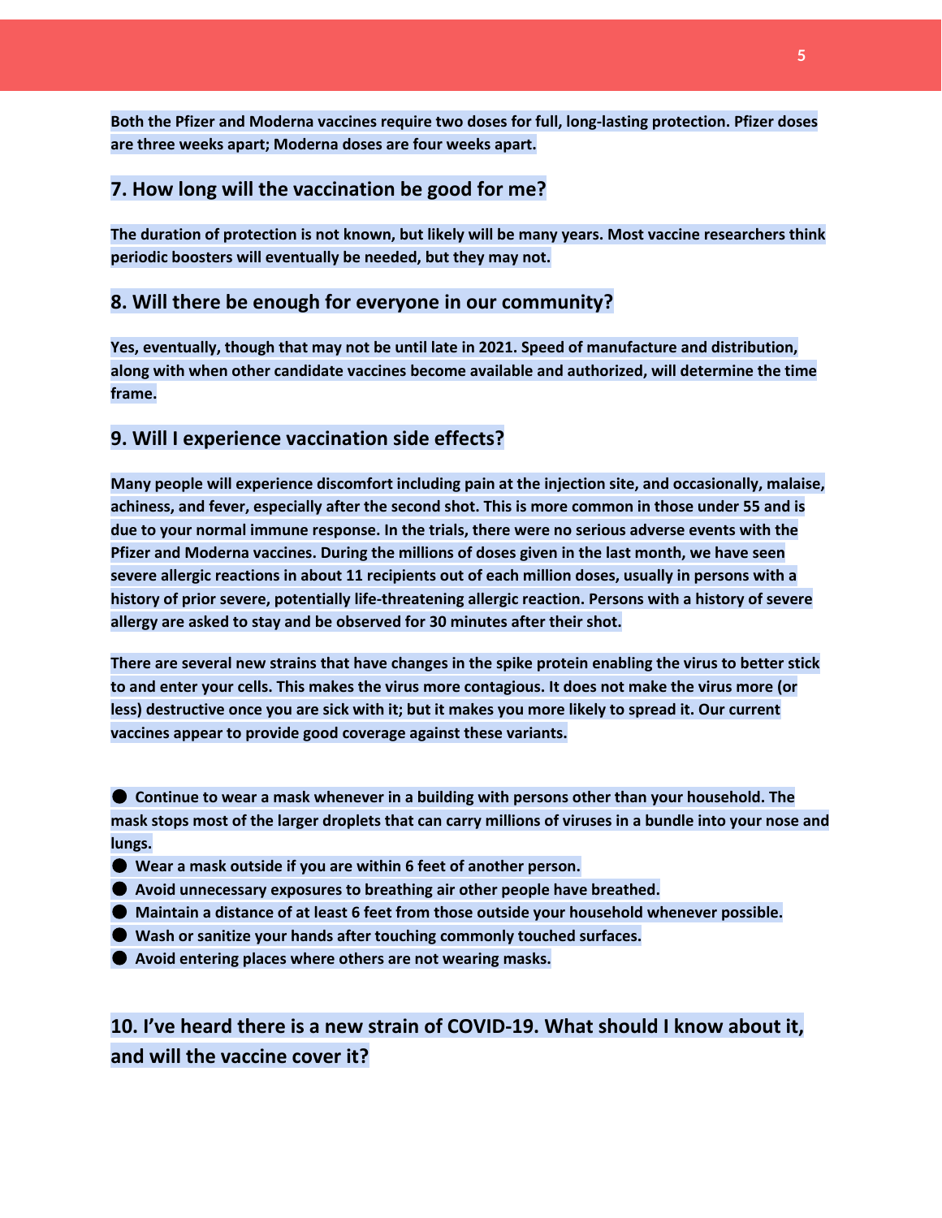**Both the Pfizer and Moderna vaccines require two doses for full, long-lasting protection. Pfizer doses are three weeks apart; Moderna doses are four weeks apart.**

## 7. How long will the vaccination be good for me?

**The duration of protection is not known, but likely will be many years. Most vaccine researchers think periodic boosters will eventually be needed, but they may not.**

## 8. Will there be enough for everyone in our community?

**Yes, eventually, though that may not be until late in 2021. Speed of manufacture and distribution, along with when other candidate vaccines become available and authorized, will determine the time frame.**

## 9. Will I experience vaccination side effects?

**Many people will experience discomfort including pain at the injection site, and occasionally, malaise, achiness, and fever, especially after the second shot. This is more common in those under 55 and is due to your normal immune response. In the trials, there were no serious adverse events with the Pfizer and Moderna vaccines. During the millions of doses given in the last month, we have seen severe allergic reactions in about 11 recipients out of each million doses, usually in persons with a history of prior severe, potentially life-threatening allergic reaction. Persons with a history of severe allergy are asked to stay and be observed for 30 minutes after their shot.**

**There are several new strains that have changes in the spike protein enabling the virus to better stick to and enter your cells. This makes the virus more contagious. It does not make the virus more (or less) destructive once you are sick with it; but it makes you more likely to spread it. Our current vaccines appear to provide good coverage against these variants.**

- **Continue to wear a mask whenever in a building with persons other than your household. The mask stops most of the larger droplets that can carry millions of viruses in a bundle into your nose and lungs.**
- **Wear a mask outside if you are within 6 feet of another person.**
- **Avoid unnecessary exposures to breathing air other people have breathed.**
- **Maintain a distance of at least 6 feet from those outside your household whenever possible.**
- **Wash or sanitize your hands after touching commonly touched surfaces.**
- **Avoid entering places where others are not wearing masks.**

## 10. I've heard there is a new strain of COVID-19. What should I know about it, and will the vaccine cover it?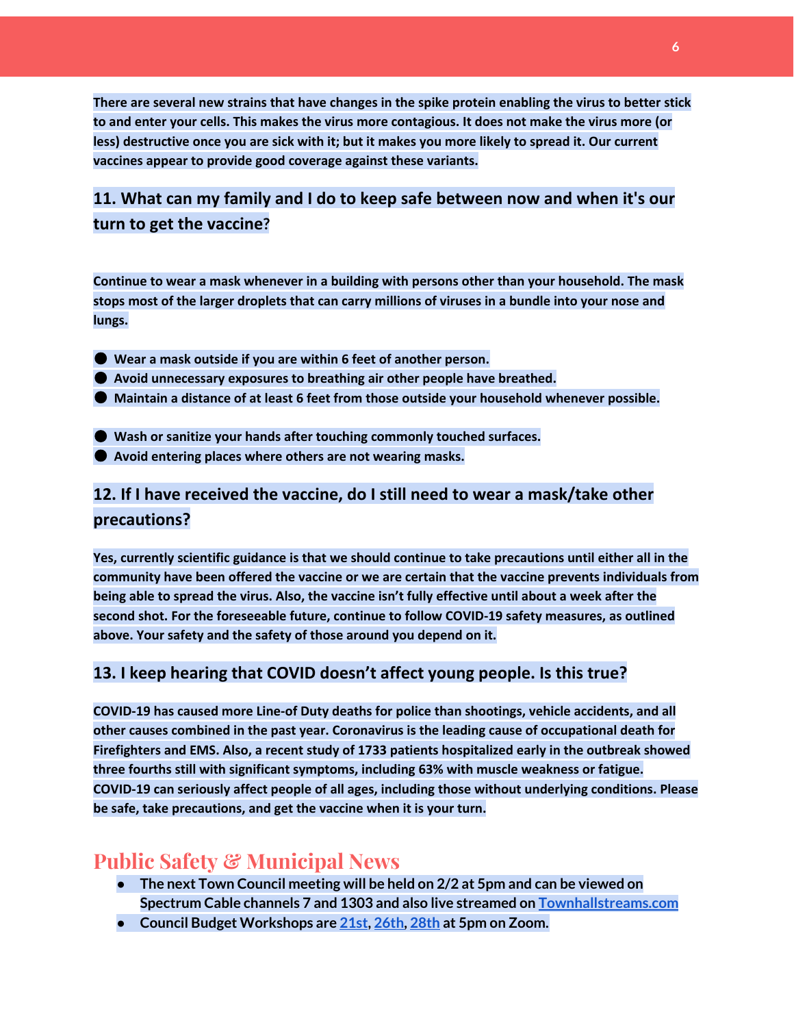**There are several new strains that have changes in the spike protein enabling the virus to better stick to and enter your cells. This makes the virus more contagious. It does not make the virus more (or less) destructive once you are sick with it; but it makes you more likely to spread it. Our current vaccines appear to provide good coverage against these variants.**

### 11. What can my family and I do to keep safe between now and when it's our turn to get the vaccine?

**Continue to wear a mask whenever in a building with persons other than your household. The mask stops most of the larger droplets that can carry millions of viruses in a bundle into your nose and lungs.**

- **Wear a mask outside if you are within 6 feet of another person.**
- **Avoid unnecessary exposures to breathing air other people have breathed.**
- **Maintain a distance of at least 6 feet from those outside your household whenever possible.**

- **Wash or sanitize your hands after touching commonly touched surfaces.**
- **Avoid entering places where others are not wearing masks.**

### 12. If I have received the vaccine, do I still need to wear a mask/take other precautions?

**Yes, currently scientific guidance is that we should continue to take precautions until either all in the community have been offered the vaccine or we are certain that the vaccine prevents individuals from being able to spread the virus. Also, the vaccine isn't fully effective until about a week after the second shot. For the foreseeable future, continue to follow COVID-19 safety measures, as outlined above. Your safety and the safety of those around you depend on it.**

### 13. I keep hearing that COVID doesn't affect young people. Is this true?

**COVID-19 has caused more Line-of Duty deaths for police than shootings, vehicle accidents, and all other causes combined in the past year. Coronavirus is the leading cause of occupational death for Firefighters and EMS. Also, a recent study of 1733 patients hospitalized early in the outbreak showed three fourths still with significant symptoms, including 63% with muscle weakness or fatigue. COVID-19 can seriously affect people of all ages, including those without underlying conditions. Please be safe, take precautions, and get the vaccine when it is your turn.**

## Public Safety & Municipal News

- **The next Town Council meeting will be held on 2/2 at 5pm and can be viewed on Spectrum Cable channels 7 and 1303 and also live streamed on Townhallstreams.com**
- **Council Budget Workshops are 21st, 26th, 28th at 5pm on Zoom.**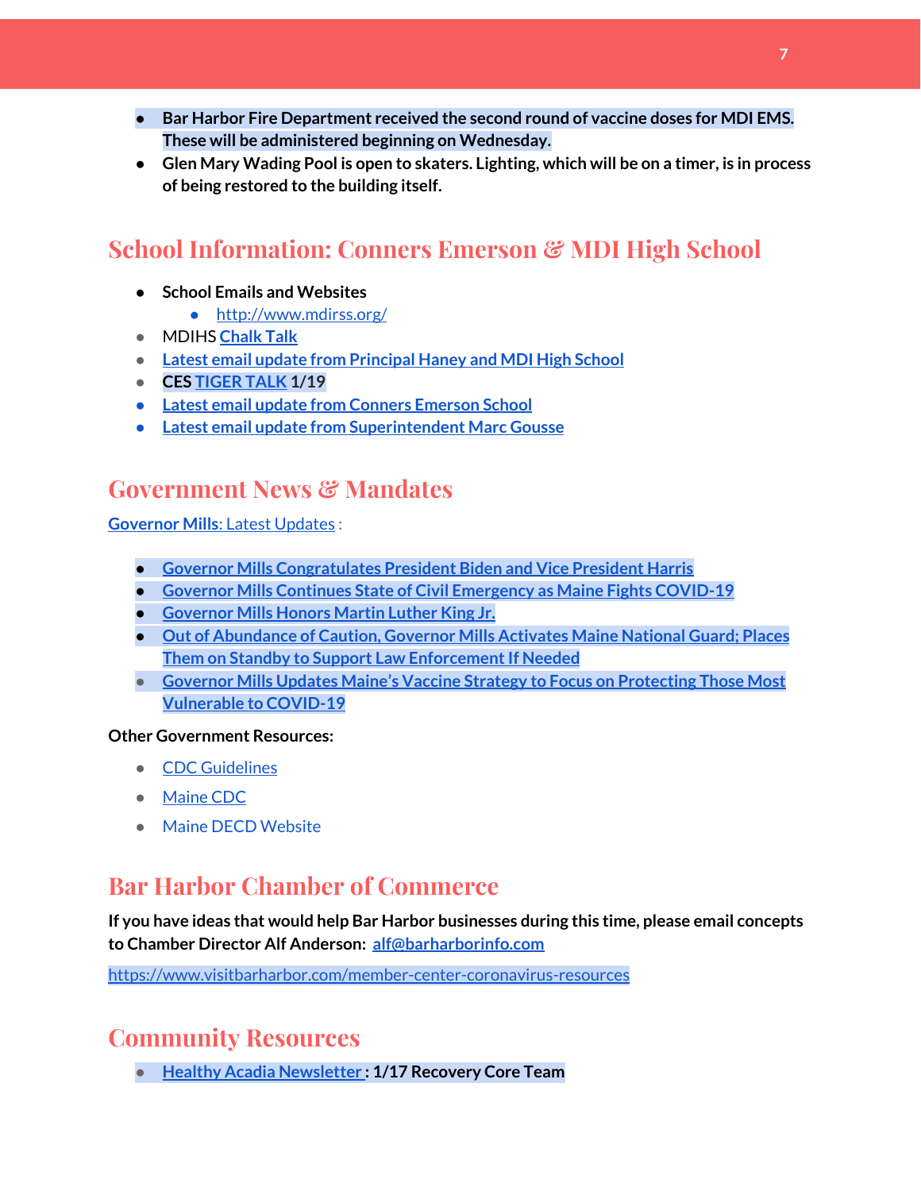- **Bar Harbor Fire Department received the second round of vaccine doses for MDI EMS. These will be administered beginning on Wednesday.**
- **Glen Mary Wading Pool is open to skaters. Lighting, which will be on a timer, is in process of being restored to the building itself.**

## School Information: Conners Emerson & MDI High School

- School Emails and Websites
    - http://www.mdirss.org/
- MDIHS Chalk Talk
- **Latest email update from Principal Haney and MDI High School**
- **CES TIGER TALK 1/19**
- **Latest email update from Conners Emerson School**
- **Latest email update from Superintendent Marc Gousse**

## Government News & Mandates

**Governor Mills**: Latest Updates :

- **Governor Mills Congratulates President Biden and Vice President Harris**
- **Governor Mills Continues State of Civil Emergency as Maine Fights COVID-19**
- **Governor Mills Honors Martin Luther King Jr.**
- **Out of Abundance of Caution, Governor Mills Activates Maine National Guard; Places Them on Standby to Support Law Enforcement If Needed**
- **Governor Mills Updates Maine's Vaccine Strategy to Focus on Protecting Those Most Vulnerable to COVID-19**

**Other Government Resources:**

- CDC Guidelines
- Maine CDC
- Maine DECD Website

## Bar Harbor Chamber of Commerce

**If you have ideas that would help Bar Harbor businesses during this time, please email concepts to Chamber Director Alf Anderson: alf@barharborinfo.com**

https://www.visitbarharbor.com/member-center-coronavirus-resources

## Community Resources

- **Healthy Acadia Newsletter : 1/17 Recovery Core Team**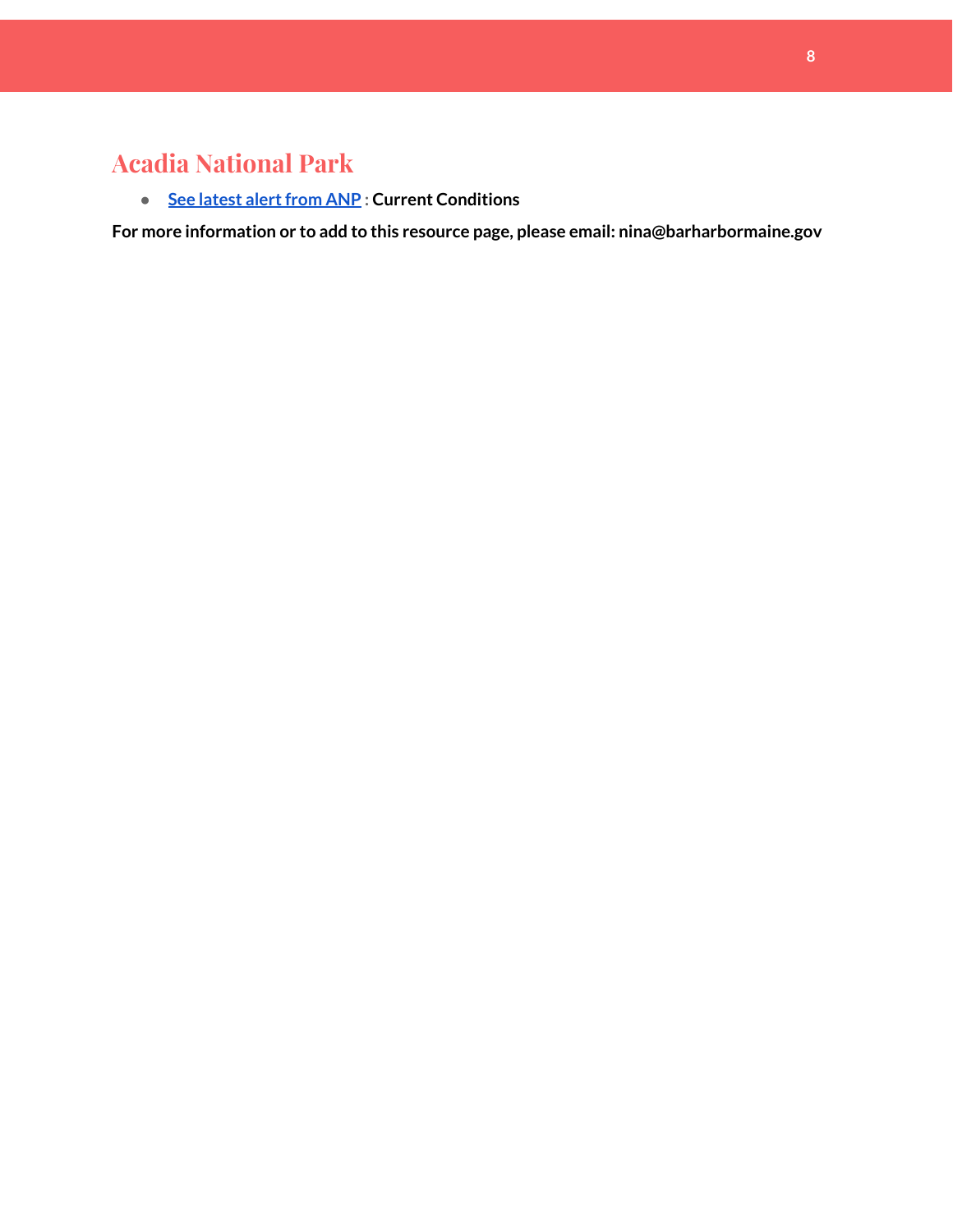## Acadia National Park

- **[See latest alert from ANP](#) : Current Conditions**

**For more information or to add to this resource page, please email: nina@barharbormaine.gov**